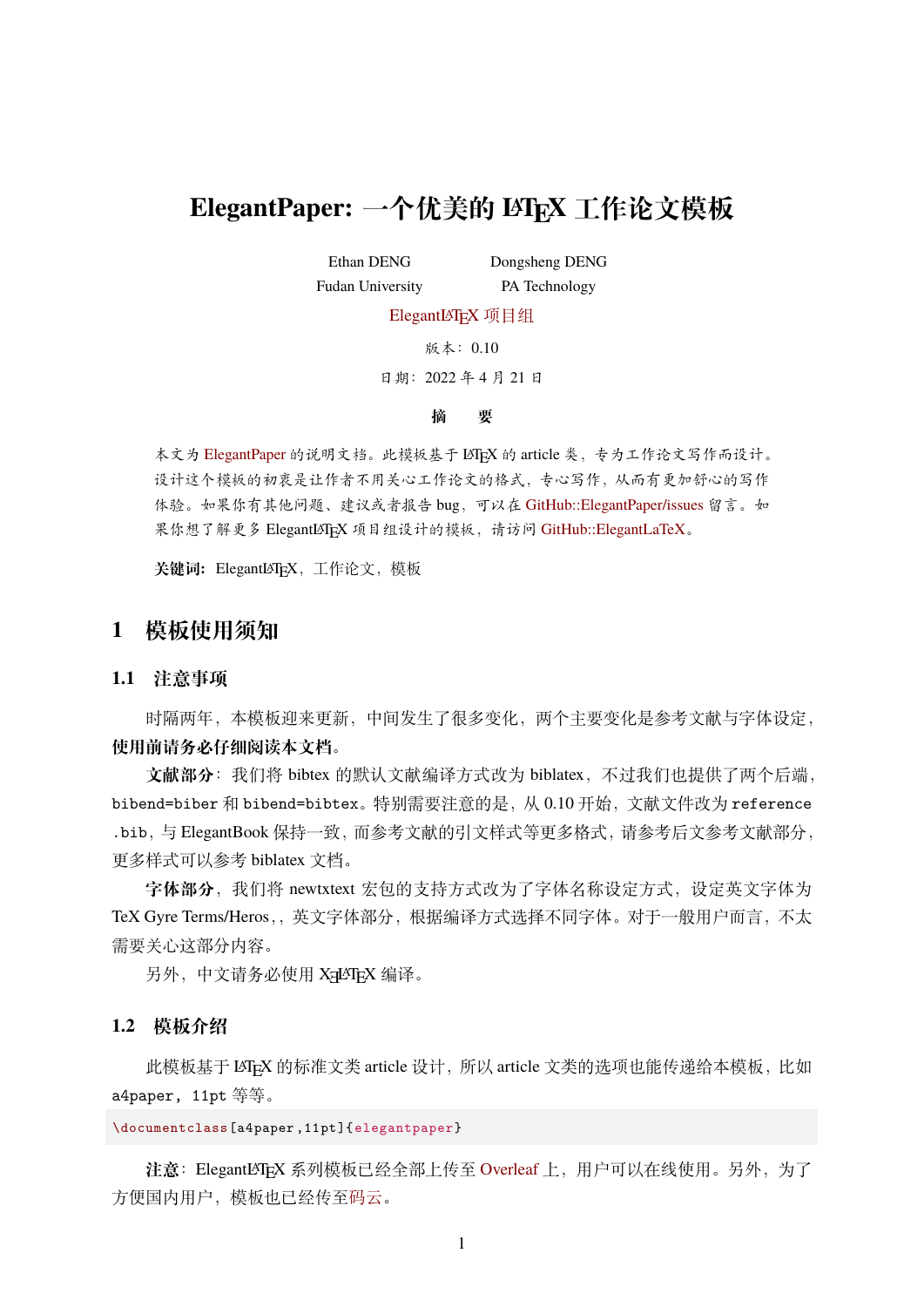# ElegantPaper: 一个优美的 LaTeX 工作论文模板

Ethan DENG
Fudan University

Dongsheng DENG
PA Technology

ElegantLaTeX 项目组

版本：0.10

日期：2022 年 4 月 21 日

**摘　要**

本文为 ElegantPaper 的说明文档。此模板基于 LaTeX 的 article 类，专为工作论文写作而设计。设计这个模板的初衷是让作者不用关心工作论文的格式，专心写作，从而有更加舒心的写作体验。如果你有其他问题、建议或者报告 bug，可以在 GitHub::ElegantPaper/issues 留言。如果你想了解更多 ElegantLaTeX 项目组设计的模板，请访问 GitHub::ElegantLaTeX。

**关键词:** ElegantLaTeX，工作论文，模板

## 1 模板使用须知

### 1.1 注意事项

时隔两年，本模板迎来更新，中间发生了很多变化，两个主要变化是参考文献与字体设定，**使用前请务必仔细阅读本文档**。

**文献部分**：我们将 bibtex 的默认文献编译方式改为 biblatex，不过我们也提供了两个后端，`bibend=biber` 和 `bibend=bibtex`。特别需要注意的是，从 0.10 开始，文献文件改为 `reference.bib`，与 ElegantBook 保持一致，而参考文献的引文样式等更多格式，请参考后文参考文献部分，更多样式可以参考 biblatex 文档。

**字体部分**，我们将 newtxtext 宏包的支持方式改为了字体名称设定方式，设定英文字体为 TeX Gyre Terms/Heros，，英文字体部分，根据编译方式选择不同字体。对于一般用户而言，不太需要关心这部分内容。

另外，中文请务必使用 XeLaTeX 编译。

### 1.2 模板介绍

此模板基于 LaTeX 的标准文类 article 设计，所以 article 文类的选项也能传递给本模板，比如 `a4paper, 11pt` 等等。

```
\documentclass[a4paper,11pt]{elegantpaper}
```

**注意**：ElegantLaTeX 系列模板已经全部上传至 Overleaf 上，用户可以在线使用。另外，为了方便国内用户，模板也已经传至码云。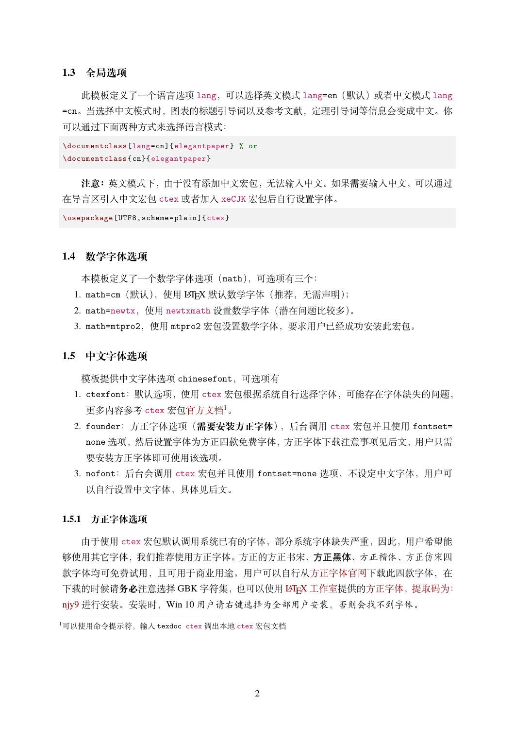## 1.3 全局选项

此模板定义了一个语言选项 lang，可以选择英文模式 lang=en（默认）或者中文模式 lang=cn。当选择中文模式时，图表的标题引导词以及参考文献，定理引导词等信息会变成中文。你可以通过下面两种方式来选择语言模式：

```
\documentclass[lang=cn]{elegantpaper} % or
\documentclass{cn}{elegantpaper}
```

**注意：**英文模式下，由于没有添加中文宏包，无法输入中文。如果需要输入中文，可以通过在导言区引入中文宏包 ctex 或者加入 xeCJK 宏包后自行设置字体。

```
\usepackage[UTF8,scheme=plain]{ctex}
```

## 1.4 数学字体选项

本模板定义了一个数学字体选项（math），可选项有三个：

1. math=cm（默认），使用 LaTeX 默认数学字体（推荐，无需声明）；
2. math=newtx，使用 newtxmath 设置数学字体（潜在问题比较多）。
3. math=mtpro2，使用 mtpro2 宏包设置数学字体，要求用户已经成功安装此宏包。

## 1.5 中文字体选项

模板提供中文字体选项 chinesefont，可选项有

1. ctexfont：默认选项，使用 ctex 宏包根据系统自行选择字体，可能存在字体缺失的问题，更多内容参考 ctex 宏包官方文档[1]。
2. founder：方正字体选项（**需要安装方正字体**），后台调用 ctex 宏包并且使用 fontset=none 选项，然后设置字体为方正四款免费字体，方正字体下载注意事项见后文，用户只需要安装方正字体即可使用该选项。
3. nofont：后台会调用 ctex 宏包并且使用 fontset=none 选项，不设定中文字体，用户可以自行设置中文字体，具体见后文。

### 1.5.1 方正字体选项

由于使用 ctex 宏包默认调用系统已有的字体，部分系统字体缺失严重，因此，用户希望能够使用其它字体，我们推荐使用方正字体。方正的方正书宋、**方正黑体**、方正楷体、方正仿宋四款字体均可免费试用，且可用于商业用途。用户可以自行从方正字体官网下载此四款字体，在下载的时候请**务必**注意选择 GBK 字符集，也可以使用 LaTeX 工作室提供的方正字体，提取码为：njy9 进行安装。安装时，Win 10 用户请右键选择为全部用户安装，否则会找不到字体。

[1]可以使用命令提示符，输入 texdoc ctex 调出本地 ctex 宏包文档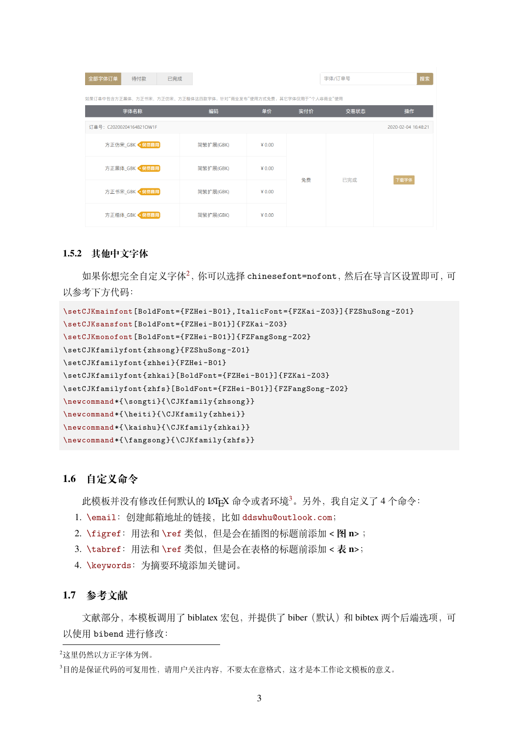全部字体订单 | 待付款 | 已完成　　　　字体/订单号　搜索

如果订单中包含方正黑体、方正书宋、方正仿宋、方正楷体这四款字体，针对"商业发布"使用方式免费，其它字体仅用于"个人非商业"使用

| 字体名称 | 编码 | 单价 | 实付价 | 交易状态 | 操作 |
|---|---|---|---|---|---|
| 订单号：C20200204164821OW1F | | | | | 2020-02-04 16:48:21 |
| 方正仿宋_GBK 免费商用 | 简繁扩展(GBK) | ¥0.00 | 免费 | 已完成 | 下载字体 |
| 方正黑体_GBK 免费商用 | 简繁扩展(GBK) | ¥0.00 | | | |
| 方正书宋_GBK 免费商用 | 简繁扩展(GBK) | ¥0.00 | | | |
| 方正楷体_GBK 免费商用 | 简繁扩展(GBK) | ¥0.00 | | | |

### 1.5.2 其他中文字体

如果你想完全自定义字体[2]，你可以选择 `chinesefont=nofont`，然后在导言区设置即可，可以参考下方代码：

```
\setCJKmainfont[BoldFont={FZHei-B01},ItalicFont={FZKai-Z03}]{FZShuSong-Z01}
\setCJKsansfont[BoldFont={FZHei-B01}]{FZKai-Z03}
\setCJKmonofont[BoldFont={FZHei-B01}]{FZFangSong-Z02}
\setCJKfamilyfont{zhsong}{FZShuSong-Z01}
\setCJKfamilyfont{zhhei}{FZHei-B01}
\setCJKfamilyfont{zhkai}[BoldFont={FZHei-B01}]{FZKai-Z03}
\setCJKfamilyfont{zhfs}[BoldFont={FZHei-B01}]{FZFangSong-Z02}
\newcommand*{\songti}{\CJKfamily{zhsong}}
\newcommand*{\heiti}{\CJKfamily{zhhei}}
\newcommand*{\kaishu}{\CJKfamily{zhkai}}
\newcommand*{\fangsong}{\CJKfamily{zhfs}}
```

## 1.6 自定义命令

此模板并没有修改任何默认的 LaTeX 命令或者环境[3]。另外，我自定义了 4 个命令：

1. `\email`：创建邮箱地址的链接，比如 `ddswhu@outlook.com`；
2. `\figref`：用法和 `\ref` 类似，但是会在插图的标题前添加 **< 图 n >**；
3. `\tabref`：用法和 `\ref` 类似，但是会在表格的标题前添加 **< 表 n >**；
4. `\keywords`：为摘要环境添加关键词。

## 1.7 参考文献

文献部分，本模板调用了 biblatex 宏包，并提供了 biber（默认）和 bibtex 两个后端选项，可以使用 `bibend` 进行修改：

---

[2] 这里仍然以方正字体为例。

[3] 目的是保证代码的可复用性，请用户关注内容，不要太在意格式，这才是本工作论文模板的意义。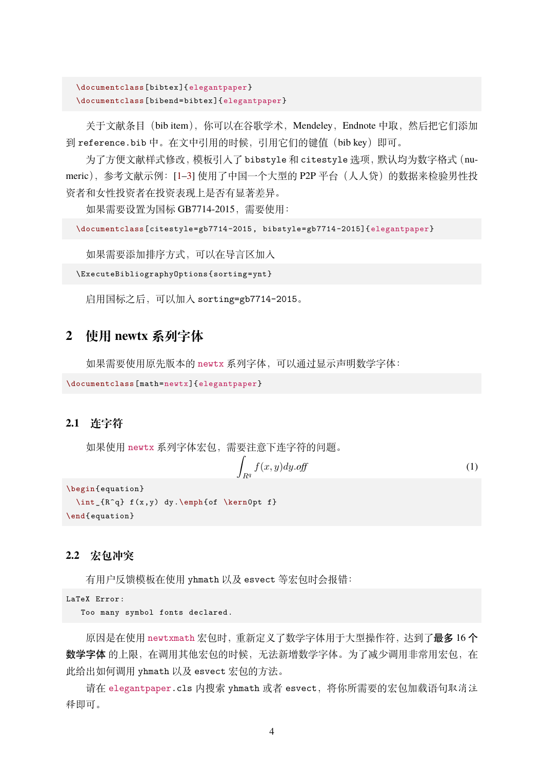```
\documentclass[bibtex]{elegantpaper}
\documentclass[bibend=bibtex]{elegantpaper}
```

关于文献条目（bib item），你可以在谷歌学术，Mendeley，Endnote 中取，然后把它们添加到 reference.bib 中。在文中引用的时候，引用它们的键值（bib key）即可。

为了方便文献样式修改，模板引入了 bibstyle 和 citestyle 选项，默认均为数字格式（numeric），参考文献示例：[1–3] 使用了中国一个大型的 P2P 平台（人人贷）的数据来检验男性投资者和女性投资者在投资表现上是否有显著差异。

如果需要设置为国标 GB7714-2015，需要使用：

```
\documentclass[citestyle=gb7714-2015, bibstyle=gb7714-2015]{elegantpaper}
```

如果需要添加排序方式，可以在导言区加入

```
\ExecuteBibliographyOptions{sorting=ynt}
```

启用国标之后，可以加入 sorting=gb7714-2015。

## 2 使用 newtx 系列字体

如果需要使用原先版本的 newtx 系列字体，可以通过显示声明数学字体：

```
\documentclass[math=newtx]{elegantpaper}
```

### 2.1 连字符

如果使用 newtx 系列字体宏包，需要注意下连字符的问题。

$$\int_{R^q} f(x,y) dy.\textit{of\kern0pt f} \tag{1}$$

```
\begin{equation}
  \int_{R^q} f(x,y) dy.\emph{of \kern0pt f}
\end{equation}
```

### 2.2 宏包冲突

有用户反馈模板在使用 yhmath 以及 esvect 等宏包时会报错：

```
LaTeX Error:
   Too many symbol fonts declared.
```

原因是在使用 newtxmath 宏包时，重新定义了数学字体用于大型操作符，达到了**最多 16 个数学字体**的上限，在调用其他宏包的时候，无法新增数学字体。为了减少调用非常用宏包，在此给出如何调用 yhmath 以及 esvect 宏包的方法。

请在 elegantpaper.cls 内搜索 yhmath 或者 esvect，将你所需要的宏包加载语句取消注释即可。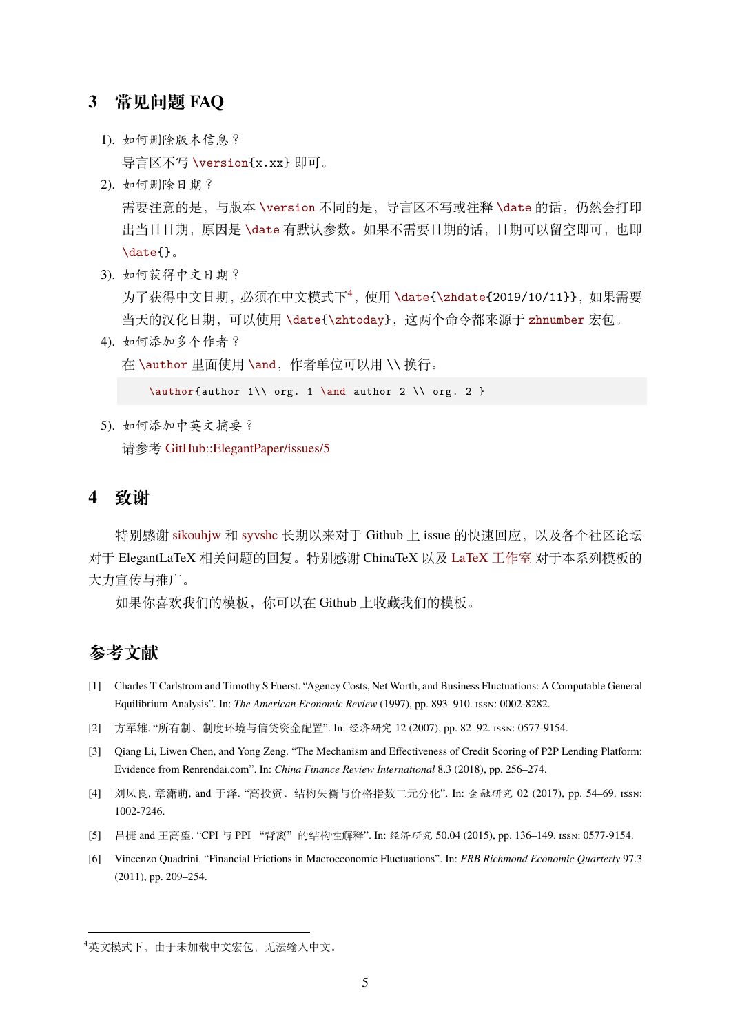## 3 常见问题 FAQ

1). 如何删除版本信息？

导言区不写 `\version{x.xx}` 即可。

2). 如何删除日期？

需要注意的是，与版本 `\version` 不同的是，导言区不写或注释 `\date` 的话，仍然会打印出当日日期，原因是 `\date` 有默认参数。如果不需要日期的话，日期可以留空即可，也即 `\date{}`。

3). 如何获得中文日期？

为了获得中文日期，必须在中文模式下[4]，使用 `\date{\zhdate{2019/10/11}}`，如果需要当天的汉化日期，可以使用 `\date{\zhtoday}`，这两个命令都来源于 `zhnumber` 宏包。

4). 如何添加多个作者？

在 `\author` 里面使用 `\and`，作者单位可以用 `\\` 换行。

```
\author{author 1\\ org. 1 \and author 2 \\ org. 2 }
```

5). 如何添加中英文摘要？

请参考 GitHub::ElegantPaper/issues/5

## 4 致谢

特别感谢 sikouhjw 和 syvshc 长期以来对于 Github 上 issue 的快速回应，以及各个社区论坛对于 ElegantLaTeX 相关问题的回复。特别感谢 ChinaTeX 以及 LaTeX 工作室 对于本系列模板的大力宣传与推广。

如果你喜欢我们的模板，你可以在 Github 上收藏我们的模板。

## 参考文献

[1] Charles T Carlstrom and Timothy S Fuerst. “Agency Costs, Net Worth, and Business Fluctuations: A Computable General Equilibrium Analysis”. In: *The American Economic Review* (1997), pp. 893–910. ISSN: 0002-8282.

[2] 方军雄. “所有制、制度环境与信贷资金配置”. In: 经济研究 12 (2007), pp. 82–92. ISSN: 0577-9154.

[3] Qiang Li, Liwen Chen, and Yong Zeng. “The Mechanism and Effectiveness of Credit Scoring of P2P Lending Platform: Evidence from Renrendai.com”. In: *China Finance Review International* 8.3 (2018), pp. 256–274.

[4] 刘凤良, 章潇萌, and 于泽. “高投资、结构失衡与价格指数二元分化”. In: 金融研究 02 (2017), pp. 54–69. ISSN: 1002-7246.

[5] 吕捷 and 王高望. “CPI 与 PPI “背离”的结构性解释”. In: 经济研究 50.04 (2015), pp. 136–149. ISSN: 0577-9154.

[6] Vincenzo Quadrini. “Financial Frictions in Macroeconomic Fluctuations”. In: *FRB Richmond Economic Quarterly* 97.3 (2011), pp. 209–254.

[4]英文模式下，由于未加载中文宏包，无法输入中文。